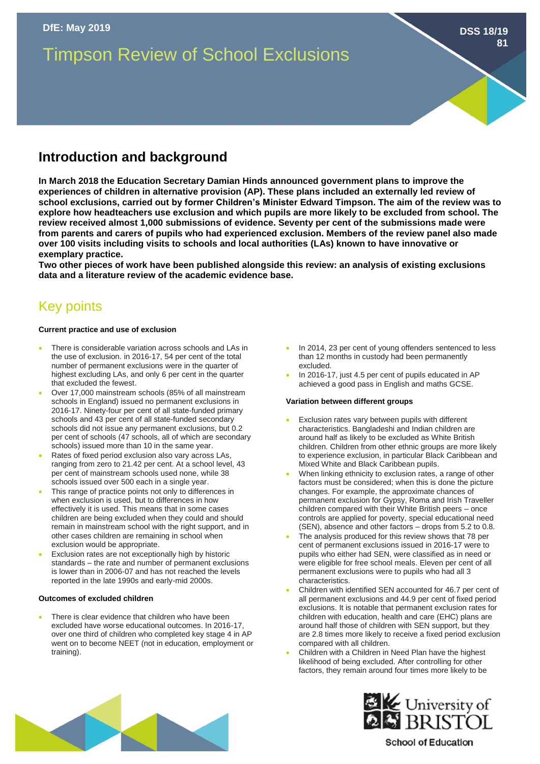DfE: May 2019

DSS 18/19 81

# Timpson Review of School Exclusions

## Introduction and background

**In March 2018 the Education Secretary Damian Hinds announced government plans to improve the experiences of children in alternative provision (AP). These plans included an externally led review of school exclusions, carried out by former Children's Minister Edward Timpson. The aim of the review was to explore how headteachers use exclusion and which pupils are more likely to be excluded from school. The review received almost 1,000 submissions of evidence. Seventy per cent of the submissions made were from parents and carers of pupils who had experienced exclusion. Members of the review panel also made over 100 visits including visits to schools and local authorities (LAs) known to have innovative or exemplary practice.**

**Two other pieces of work have been published alongside this review: an analysis of existing exclusions data and a literature review of the academic evidence base.**

## Key points

**Current practice and use of exclusion**

- There is considerable variation across schools and LAs in the use of exclusion. in 2016-17, 54 per cent of the total number of permanent exclusions were in the quarter of highest excluding LAs, and only 6 per cent in the quarter that excluded the fewest.
- Over 17,000 mainstream schools (85% of all mainstream schools in England) issued no permanent exclusions in 2016-17. Ninety-four per cent of all state-funded primary schools and 43 per cent of all state-funded secondary schools did not issue any permanent exclusions, but 0.2 per cent of schools (47 schools, all of which are secondary schools) issued more than 10 in the same year.
- Rates of fixed period exclusion also vary across LAs, ranging from zero to 21.42 per cent. At a school level, 43 per cent of mainstream schools used none, while 38 schools issued over 500 each in a single year.
- This range of practice points not only to differences in when exclusion is used, but to differences in how effectively it is used. This means that in some cases children are being excluded when they could and should remain in mainstream school with the right support, and in other cases children are remaining in school when exclusion would be appropriate.
- Exclusion rates are not exceptionally high by historic standards – the rate and number of permanent exclusions is lower than in 2006-07 and has not reached the levels reported in the late 1990s and early-mid 2000s.

**Outcomes of excluded children**

- There is clear evidence that children who have been excluded have worse educational outcomes. In 2016-17, over one third of children who completed key stage 4 in AP went on to become NEET (not in education, employment or training).
- In 2014, 23 per cent of young offenders sentenced to less than 12 months in custody had been permanently excluded.
- In 2016-17, just 4.5 per cent of pupils educated in AP achieved a good pass in English and maths GCSE.

**Variation between different groups**

- Exclusion rates vary between pupils with different characteristics. Bangladeshi and Indian children are around half as likely to be excluded as White British children. Children from other ethnic groups are more likely to experience exclusion, in particular Black Caribbean and Mixed White and Black Caribbean pupils.
- When linking ethnicity to exclusion rates, a range of other factors must be considered; when this is done the picture changes. For example, the approximate chances of permanent exclusion for Gypsy, Roma and Irish Traveller children compared with their White British peers – once controls are applied for poverty, special educational need (SEN), absence and other factors – drops from 5.2 to 0.8.
- The analysis produced for this review shows that 78 per cent of permanent exclusions issued in 2016-17 were to pupils who either had SEN, were classified as in need or were eligible for free school meals. Eleven per cent of all permanent exclusions were to pupils who had all 3 characteristics.
- Children with identified SEN accounted for 46.7 per cent of all permanent exclusions and 44.9 per cent of fixed period exclusions. It is notable that permanent exclusion rates for children with education, health and care (EHC) plans are around half those of children with SEN support, but they are 2.8 times more likely to receive a fixed period exclusion compared with all children.
- Children with a Children in Need Plan have the highest likelihood of being excluded. After controlling for other factors, they remain around four times more likely to be

University of BRISTOL

School of Education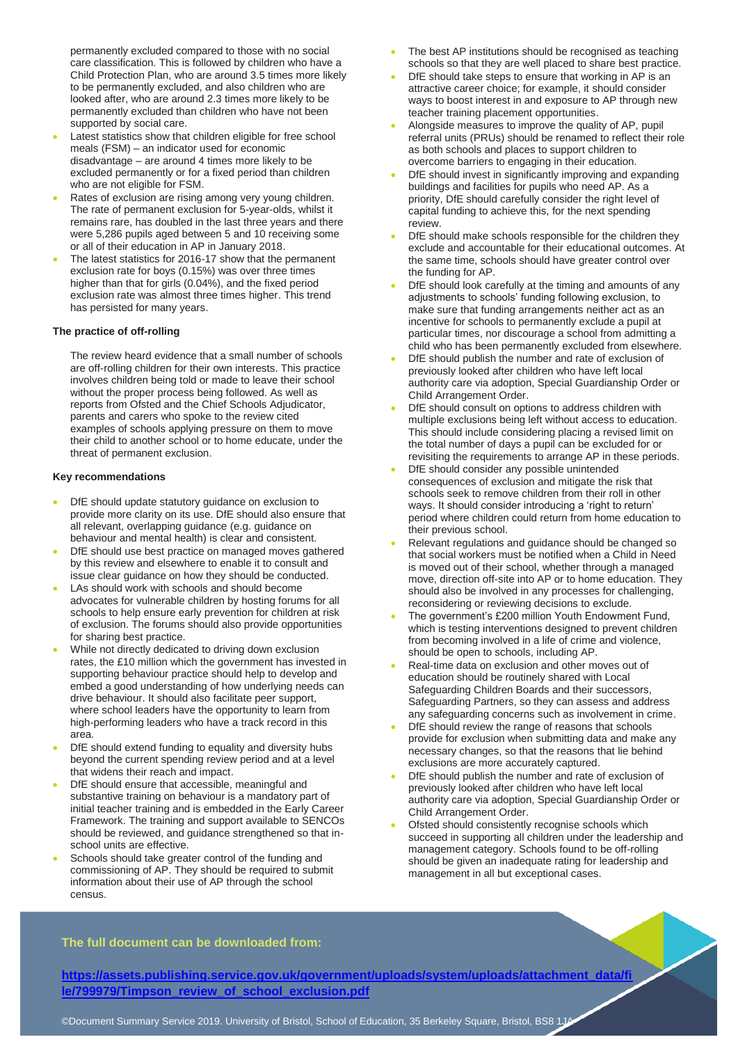permanently excluded compared to those with no social care classification. This is followed by children who have a Child Protection Plan, who are around 3.5 times more likely to be permanently excluded, and also children who are looked after, who are around 2.3 times more likely to be permanently excluded than children who have not been supported by social care.

- Latest statistics show that children eligible for free school meals (FSM) – an indicator used for economic disadvantage – are around 4 times more likely to be excluded permanently or for a fixed period than children who are not eligible for FSM.
- Rates of exclusion are rising among very young children. The rate of permanent exclusion for 5-year-olds, whilst it remains rare, has doubled in the last three years and there were 5,286 pupils aged between 5 and 10 receiving some or all of their education in AP in January 2018.
- The latest statistics for 2016-17 show that the permanent exclusion rate for boys (0.15%) was over three times higher than that for girls (0.04%), and the fixed period exclusion rate was almost three times higher. This trend has persisted for many years.

**The practice of off-rolling**

The review heard evidence that a small number of schools are off-rolling children for their own interests. This practice involves children being told or made to leave their school without the proper process being followed. As well as reports from Ofsted and the Chief Schools Adjudicator, parents and carers who spoke to the review cited examples of schools applying pressure on them to move their child to another school or to home educate, under the threat of permanent exclusion.

**Key recommendations**

- DfE should update statutory guidance on exclusion to provide more clarity on its use. DfE should also ensure that all relevant, overlapping guidance (e.g. guidance on behaviour and mental health) is clear and consistent.
- DfE should use best practice on managed moves gathered by this review and elsewhere to enable it to consult and issue clear guidance on how they should be conducted.
- LAs should work with schools and should become advocates for vulnerable children by hosting forums for all schools to help ensure early prevention for children at risk of exclusion. The forums should also provide opportunities for sharing best practice.
- While not directly dedicated to driving down exclusion rates, the £10 million which the government has invested in supporting behaviour practice should help to develop and embed a good understanding of how underlying needs can drive behaviour. It should also facilitate peer support, where school leaders have the opportunity to learn from high-performing leaders who have a track record in this area.
- DfE should extend funding to equality and diversity hubs beyond the current spending review period and at a level that widens their reach and impact.
- DfE should ensure that accessible, meaningful and substantive training on behaviour is a mandatory part of initial teacher training and is embedded in the Early Career Framework. The training and support available to SENCOs should be reviewed, and guidance strengthened so that in-school units are effective.
- Schools should take greater control of the funding and commissioning of AP. They should be required to submit information about their use of AP through the school census.
- The best AP institutions should be recognised as teaching schools so that they are well placed to share best practice.
- DfE should take steps to ensure that working in AP is an attractive career choice; for example, it should consider ways to boost interest in and exposure to AP through new teacher training placement opportunities.
- Alongside measures to improve the quality of AP, pupil referral units (PRUs) should be renamed to reflect their role as both schools and places to support children to overcome barriers to engaging in their education.
- DfE should invest in significantly improving and expanding buildings and facilities for pupils who need AP. As a priority, DfE should carefully consider the right level of capital funding to achieve this, for the next spending review.
- DfE should make schools responsible for the children they exclude and accountable for their educational outcomes. At the same time, schools should have greater control over the funding for AP.
- DfE should look carefully at the timing and amounts of any adjustments to schools' funding following exclusion, to make sure that funding arrangements neither act as an incentive for schools to permanently exclude a pupil at particular times, nor discourage a school from admitting a child who has been permanently excluded from elsewhere.
- DfE should publish the number and rate of exclusion of previously looked after children who have left local authority care via adoption, Special Guardianship Order or Child Arrangement Order.
- DfE should consult on options to address children with multiple exclusions being left without access to education. This should include considering placing a revised limit on the total number of days a pupil can be excluded for or revisiting the requirements to arrange AP in these periods.
- DfE should consider any possible unintended consequences of exclusion and mitigate the risk that schools seek to remove children from their roll in other ways. It should consider introducing a 'right to return' period where children could return from home education to their previous school.
- Relevant regulations and guidance should be changed so that social workers must be notified when a Child in Need is moved out of their school, whether through a managed move, direction off-site into AP or to home education. They should also be involved in any processes for challenging, reconsidering or reviewing decisions to exclude.
- The government's £200 million Youth Endowment Fund, which is testing interventions designed to prevent children from becoming involved in a life of crime and violence, should be open to schools, including AP.
- Real-time data on exclusion and other moves out of education should be routinely shared with Local Safeguarding Children Boards and their successors, Safeguarding Partners, so they can assess and address any safeguarding concerns such as involvement in crime.
- DfE should review the range of reasons that schools provide for exclusion when submitting data and make any necessary changes, so that the reasons that lie behind exclusions are more accurately captured.
- DfE should publish the number and rate of exclusion of previously looked after children who have left local authority care via adoption, Special Guardianship Order or Child Arrangement Order.
- Ofsted should consistently recognise schools which succeed in supporting all children under the leadership and management category. Schools found to be off-rolling should be given an inadequate rating for leadership and management in all but exceptional cases.

**The full document can be downloaded from:**

https://assets.publishing.service.gov.uk/government/uploads/system/uploads/attachment_data/file/799979/Timpson_review_of_school_exclusion.pdf

©Document Summary Service 2019. University of Bristol, School of Education, 35 Berkeley Square, Bristol, BS8 1JA